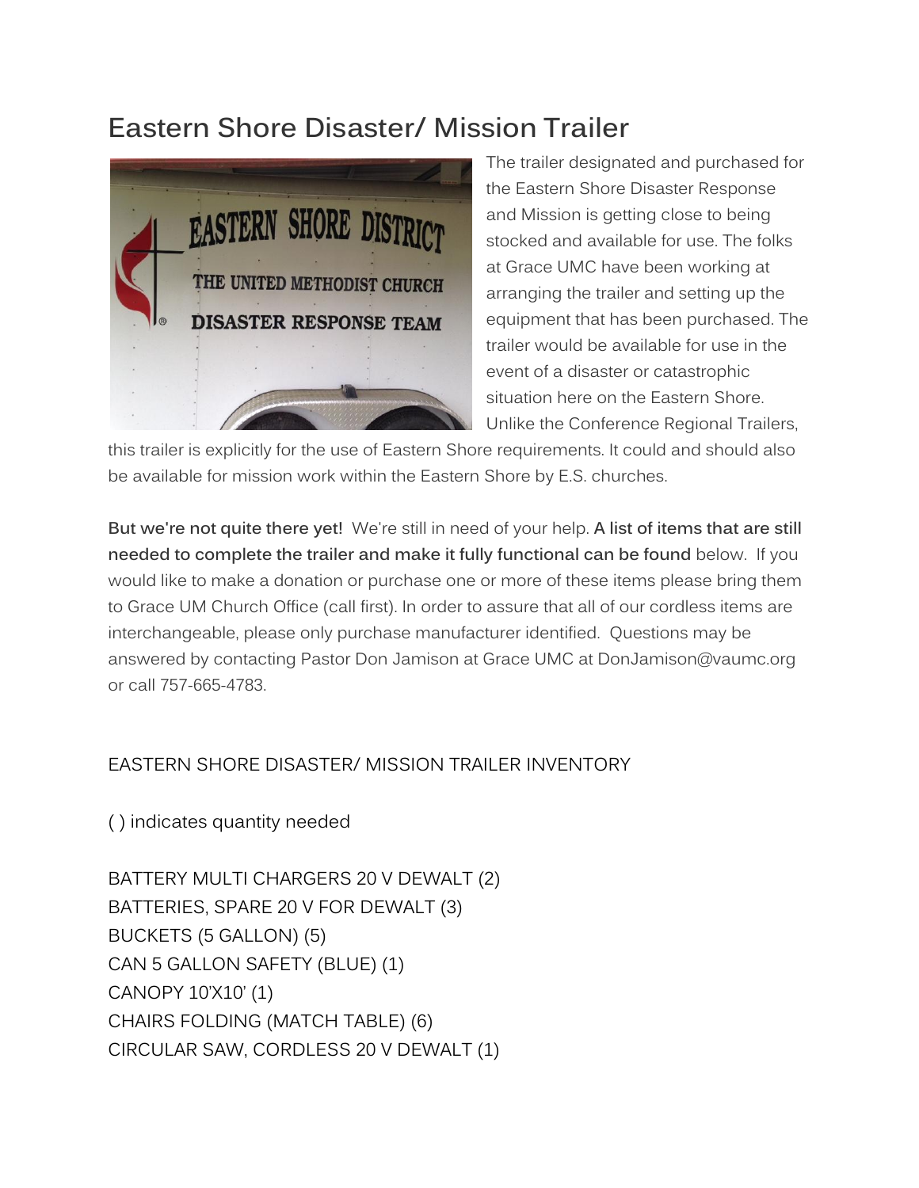# Eastern Shore Disaster/ Mission Trailer

The trailer designated and purchased for the Eastern Shore Disaster Response and Mission is getting close to being stocked and available for use. The folks at Grace UMC have been working at arranging the trailer and setting up the equipment that has been purchased. The trailer would be available for use in the event of a disaster or catastrophic situation here on the Eastern Shore. Unlike the Conference Regional Trailers, this trailer is explicitly for the use of Eastern Shore requirements. It could and should also be available for mission work within the Eastern Shore by E.S. churches.

**But we're not quite there yet!** We're still in need of your help. **A list of items that are still needed to complete the trailer and make it fully functional can be found** below. If you would like to make a donation or purchase one or more of these items please bring them to Grace UM Church Office (call first). In order to assure that all of our cordless items are interchangeable, please only purchase manufacturer identified. Questions may be answered by contacting Pastor Don Jamison at Grace UMC at DonJamison@vaumc.org or call 757-665-4783.

EASTERN SHORE DISASTER/ MISSION TRAILER INVENTORY

( ) indicates quantity needed

BATTERY MULTI CHARGERS 20 V DEWALT (2)
BATTERIES, SPARE 20 V FOR DEWALT (3)
BUCKETS (5 GALLON) (5)
CAN 5 GALLON SAFETY (BLUE) (1)
CANOPY 10'X10' (1)
CHAIRS FOLDING (MATCH TABLE) (6)
CIRCULAR SAW, CORDLESS 20 V DEWALT (1)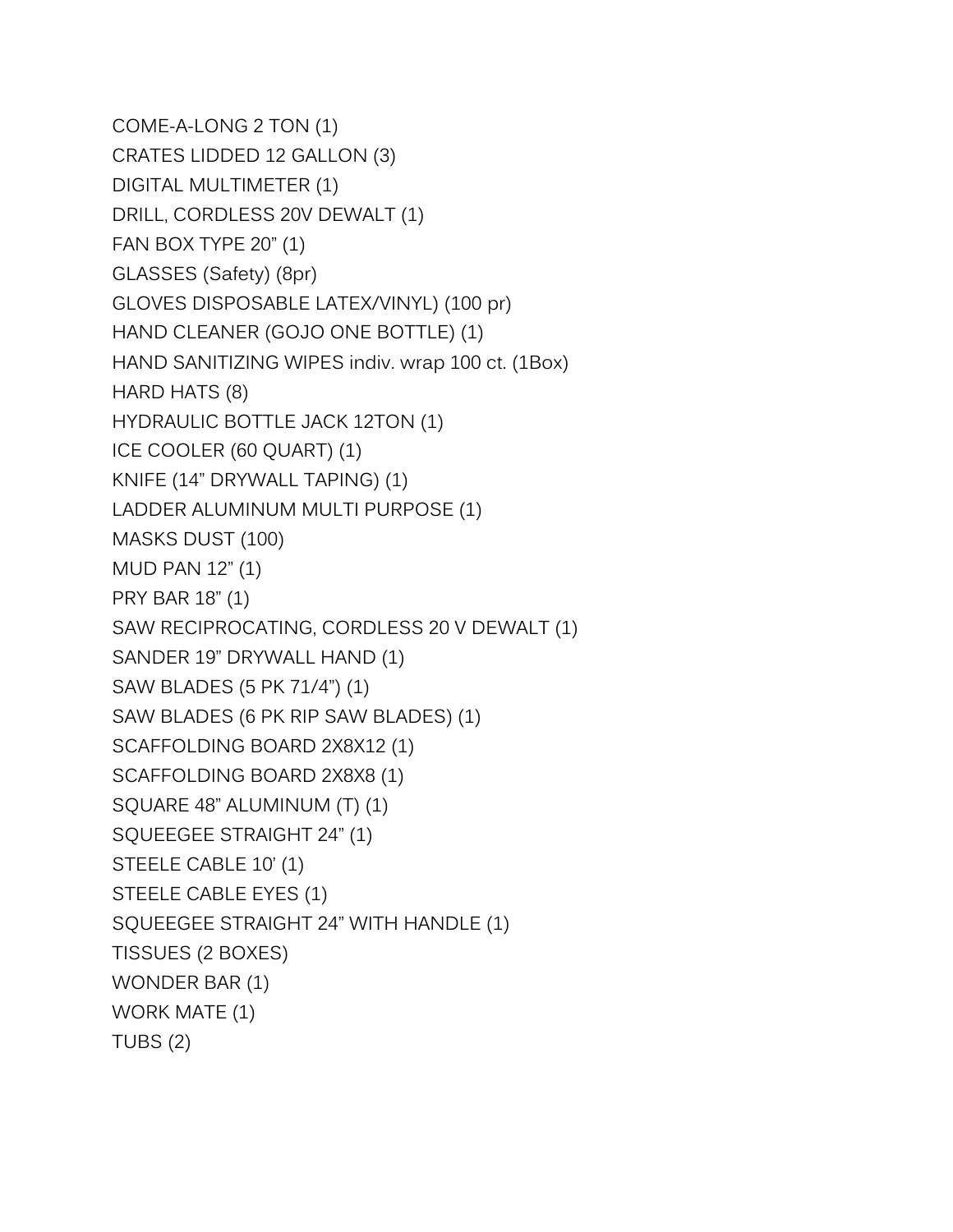COME-A-LONG 2 TON (1)
CRATES LIDDED 12 GALLON (3)
DIGITAL MULTIMETER (1)
DRILL, CORDLESS 20V DEWALT (1)
FAN BOX TYPE 20" (1)
GLASSES (Safety) (8pr)
GLOVES DISPOSABLE LATEX/VINYL) (100 pr)
HAND CLEANER (GOJO ONE BOTTLE) (1)
HAND SANITIZING WIPES indiv. wrap 100 ct. (1Box)
HARD HATS (8)
HYDRAULIC BOTTLE JACK 12TON (1)
ICE COOLER (60 QUART) (1)
KNIFE (14" DRYWALL TAPING) (1)
LADDER ALUMINUM MULTI PURPOSE (1)
MASKS DUST (100)
MUD PAN 12" (1)
PRY BAR 18" (1)
SAW RECIPROCATING, CORDLESS 20 V DEWALT (1)
SANDER 19" DRYWALL HAND (1)
SAW BLADES (5 PK 71/4") (1)
SAW BLADES (6 PK RIP SAW BLADES) (1)
SCAFFOLDING BOARD 2X8X12 (1)
SCAFFOLDING BOARD 2X8X8 (1)
SQUARE 48" ALUMINUM (T) (1)
SQUEEGEE STRAIGHT 24" (1)
STEELE CABLE 10' (1)
STEELE CABLE EYES (1)
SQUEEGEE STRAIGHT 24" WITH HANDLE (1)
TISSUES (2 BOXES)
WONDER BAR (1)
WORK MATE (1)
TUBS (2)